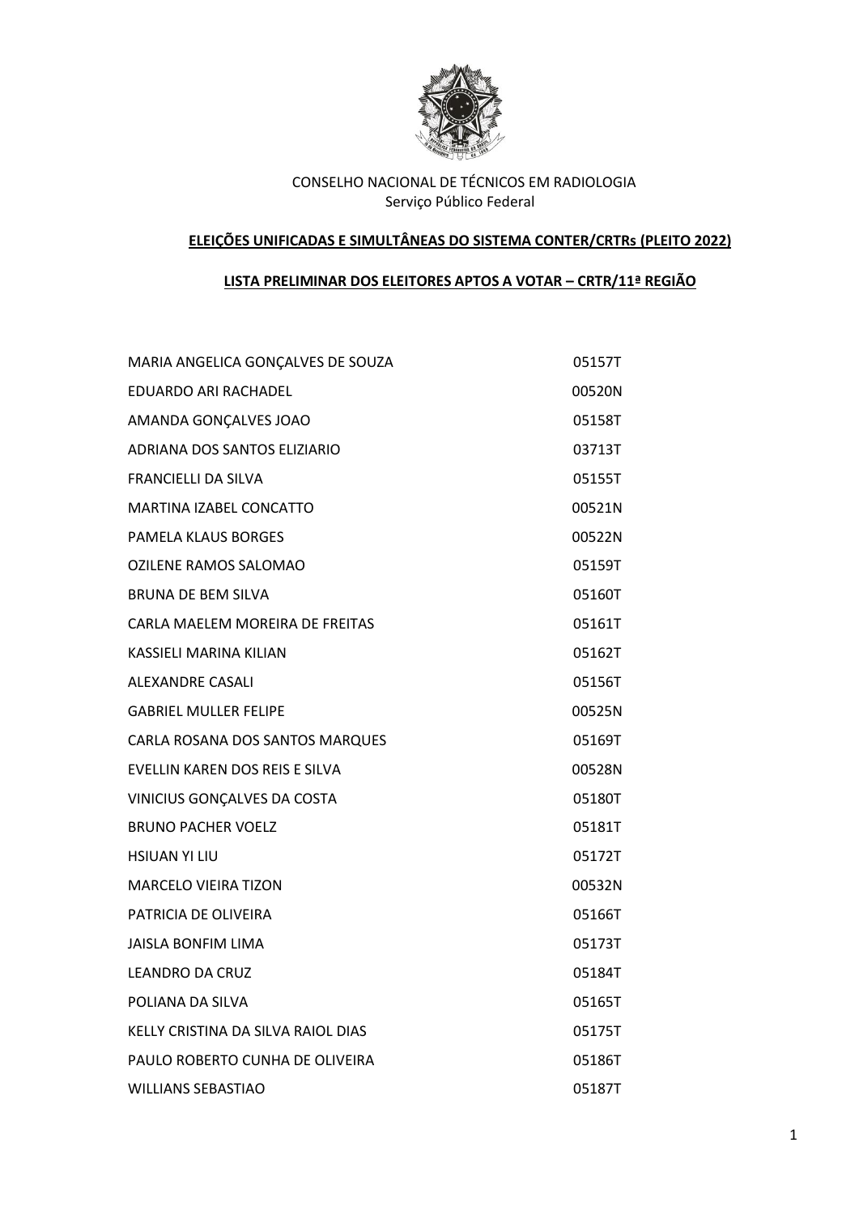CONSELHO NACIONAL DE TÉCNICOS EM RADIOLOGIA
Serviço Público Federal

**ELEIÇÕES UNIFICADAS E SIMULTÂNEAS DO SISTEMA CONTER/CRTRs (PLEITO 2022)**

**LISTA PRELIMINAR DOS ELEITORES APTOS A VOTAR – CRTR/11ª REGIÃO**

| | |
|---|---|
| MARIA ANGELICA GONÇALVES DE SOUZA | 05157T |
| EDUARDO ARI RACHADEL | 00520N |
| AMANDA GONÇALVES JOAO | 05158T |
| ADRIANA DOS SANTOS ELIZIARIO | 03713T |
| FRANCIELLI DA SILVA | 05155T |
| MARTINA IZABEL CONCATTO | 00521N |
| PAMELA KLAUS BORGES | 00522N |
| OZILENE RAMOS SALOMAO | 05159T |
| BRUNA DE BEM SILVA | 05160T |
| CARLA MAELEM MOREIRA DE FREITAS | 05161T |
| KASSIELI MARINA KILIAN | 05162T |
| ALEXANDRE CASALI | 05156T |
| GABRIEL MULLER FELIPE | 00525N |
| CARLA ROSANA DOS SANTOS MARQUES | 05169T |
| EVELLIN KAREN DOS REIS E SILVA | 00528N |
| VINICIUS GONÇALVES DA COSTA | 05180T |
| BRUNO PACHER VOELZ | 05181T |
| HSIUAN YI LIU | 05172T |
| MARCELO VIEIRA TIZON | 00532N |
| PATRICIA DE OLIVEIRA | 05166T |
| JAISLA BONFIM LIMA | 05173T |
| LEANDRO DA CRUZ | 05184T |
| POLIANA DA SILVA | 05165T |
| KELLY CRISTINA DA SILVA RAIOL DIAS | 05175T |
| PAULO ROBERTO CUNHA DE OLIVEIRA | 05186T |
| WILLIANS SEBASTIAO | 05187T |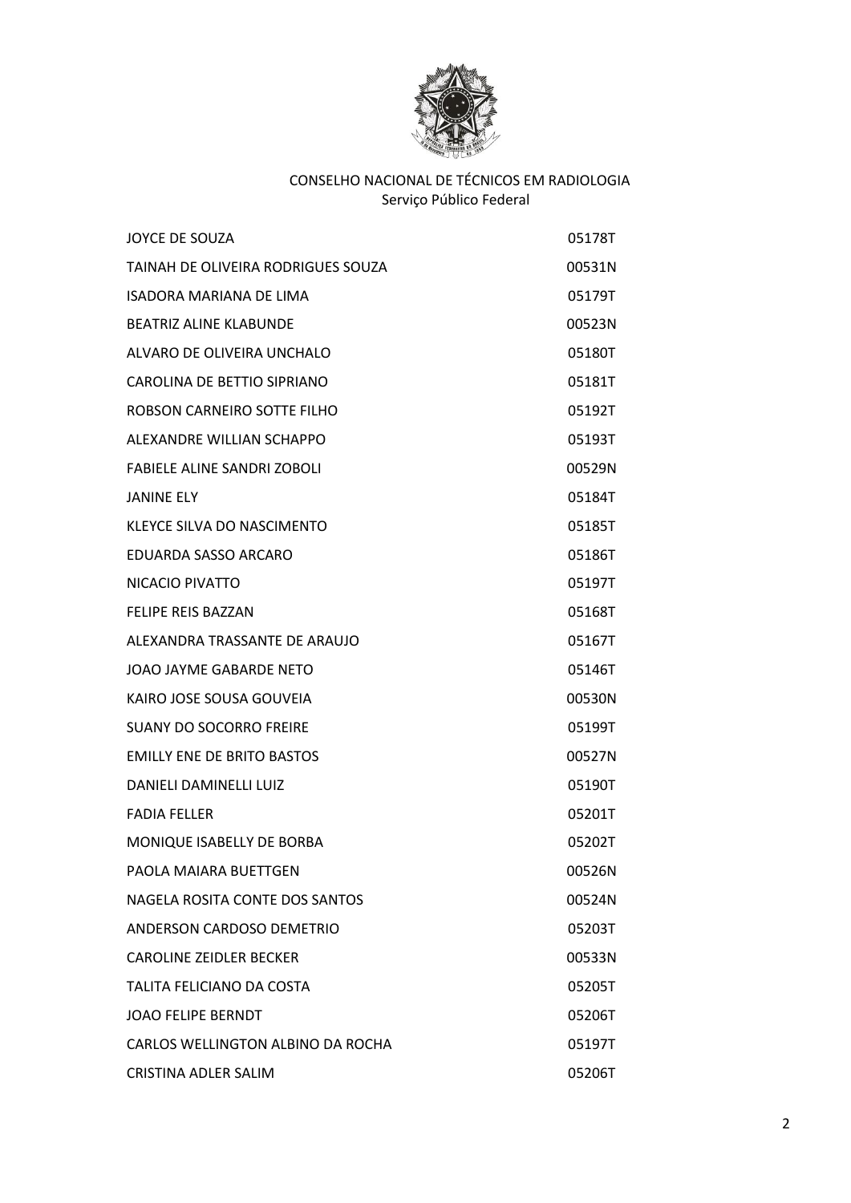CONSELHO NACIONAL DE TÉCNICOS EM RADIOLOGIA
Serviço Público Federal

| | |
|---|---|
| JOYCE DE SOUZA | 05178T |
| TAINAH DE OLIVEIRA RODRIGUES SOUZA | 00531N |
| ISADORA MARIANA DE LIMA | 05179T |
| BEATRIZ ALINE KLABUNDE | 00523N |
| ALVARO DE OLIVEIRA UNCHALO | 05180T |
| CAROLINA DE BETTIO SIPRIANO | 05181T |
| ROBSON CARNEIRO SOTTE FILHO | 05192T |
| ALEXANDRE WILLIAN SCHAPPO | 05193T |
| FABIELE ALINE SANDRI ZOBOLI | 00529N |
| JANINE ELY | 05184T |
| KLEYCE SILVA DO NASCIMENTO | 05185T |
| EDUARDA SASSO ARCARO | 05186T |
| NICACIO PIVATTO | 05197T |
| FELIPE REIS BAZZAN | 05168T |
| ALEXANDRA TRASSANTE DE ARAUJO | 05167T |
| JOAO JAYME GABARDE NETO | 05146T |
| KAIRO JOSE SOUSA GOUVEIA | 00530N |
| SUANY DO SOCORRO FREIRE | 05199T |
| EMILLY ENE DE BRITO BASTOS | 00527N |
| DANIELI DAMINELLI LUIZ | 05190T |
| FADIA FELLER | 05201T |
| MONIQUE ISABELLY DE BORBA | 05202T |
| PAOLA MAIARA BUETTGEN | 00526N |
| NAGELA ROSITA CONTE DOS SANTOS | 00524N |
| ANDERSON CARDOSO DEMETRIO | 05203T |
| CAROLINE ZEIDLER BECKER | 00533N |
| TALITA FELICIANO DA COSTA | 05205T |
| JOAO FELIPE BERNDT | 05206T |
| CARLOS WELLINGTON ALBINO DA ROCHA | 05197T |
| CRISTINA ADLER SALIM | 05206T |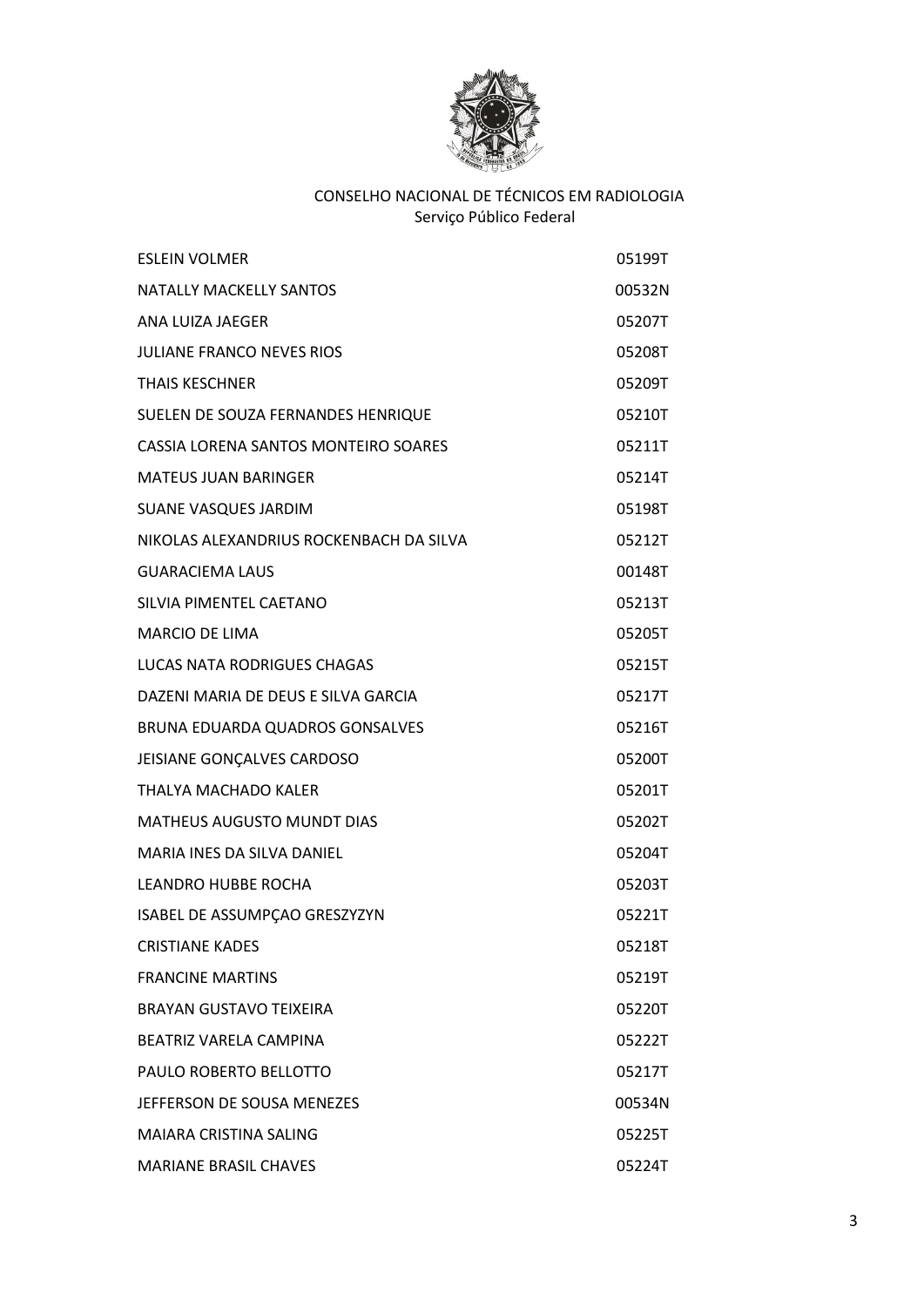CONSELHO NACIONAL DE TÉCNICOS EM RADIOLOGIA
Serviço Público Federal

| | |
|---|---|
| ESLEIN VOLMER | 05199T |
| NATALLY MACKELLY SANTOS | 00532N |
| ANA LUIZA JAEGER | 05207T |
| JULIANE FRANCO NEVES RIOS | 05208T |
| THAIS KESCHNER | 05209T |
| SUELEN DE SOUZA FERNANDES HENRIQUE | 05210T |
| CASSIA LORENA SANTOS MONTEIRO SOARES | 05211T |
| MATEUS JUAN BARINGER | 05214T |
| SUANE VASQUES JARDIM | 05198T |
| NIKOLAS ALEXANDRIUS ROCKENBACH DA SILVA | 05212T |
| GUARACIEMA LAUS | 00148T |
| SILVIA PIMENTEL CAETANO | 05213T |
| MARCIO DE LIMA | 05205T |
| LUCAS NATA RODRIGUES CHAGAS | 05215T |
| DAZENI MARIA DE DEUS E SILVA GARCIA | 05217T |
| BRUNA EDUARDA QUADROS GONSALVES | 05216T |
| JEISIANE GONÇALVES CARDOSO | 05200T |
| THALYA MACHADO KALER | 05201T |
| MATHEUS AUGUSTO MUNDT DIAS | 05202T |
| MARIA INES DA SILVA DANIEL | 05204T |
| LEANDRO HUBBE ROCHA | 05203T |
| ISABEL DE ASSUMPÇAO GRESZYZYN | 05221T |
| CRISTIANE KADES | 05218T |
| FRANCINE MARTINS | 05219T |
| BRAYAN GUSTAVO TEIXEIRA | 05220T |
| BEATRIZ VARELA CAMPINA | 05222T |
| PAULO ROBERTO BELLOTTO | 05217T |
| JEFFERSON DE SOUSA MENEZES | 00534N |
| MAIARA CRISTINA SALING | 05225T |
| MARIANE BRASIL CHAVES | 05224T |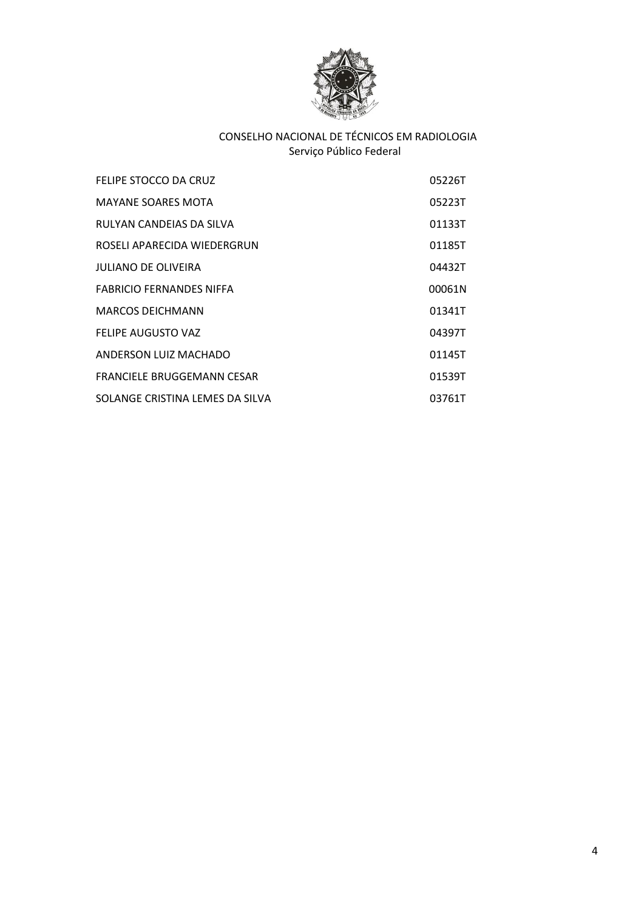CONSELHO NACIONAL DE TÉCNICOS EM RADIOLOGIA
Serviço Público Federal

| | |
|---|---|
| FELIPE STOCCO DA CRUZ | 05226T |
| MAYANE SOARES MOTA | 05223T |
| RULYAN CANDEIAS DA SILVA | 01133T |
| ROSELI APARECIDA WIEDERGRUN | 01185T |
| JULIANO DE OLIVEIRA | 04432T |
| FABRICIO FERNANDES NIFFA | 00061N |
| MARCOS DEICHMANN | 01341T |
| FELIPE AUGUSTO VAZ | 04397T |
| ANDERSON LUIZ MACHADO | 01145T |
| FRANCIELE BRUGGEMANN CESAR | 01539T |
| SOLANGE CRISTINA LEMES DA SILVA | 03761T |